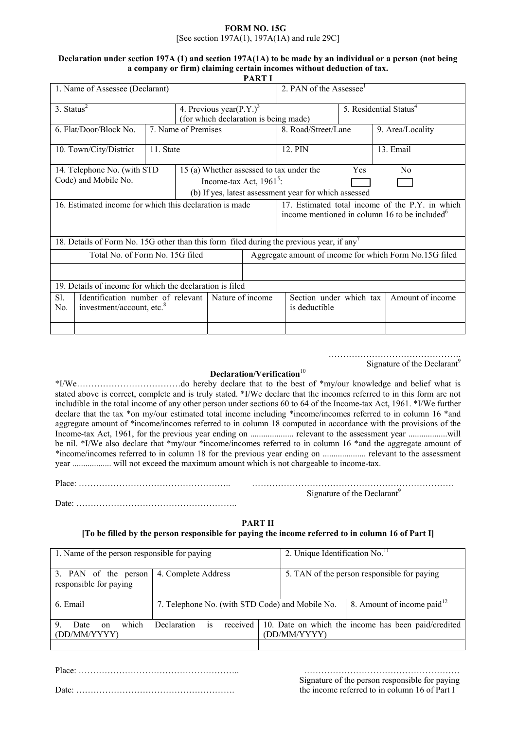**FORM NO. 15G**

[See section 197A(1), 197A(1A) and rule 29C]

**Declaration under section 197A (1) and section 197A(1A) to be made by an individual or a person (not being a company or firm) claiming certain incomes without deduction of tax.**

**PART I**

| 1. Name of Assessee (Declarant) | | | 2. PAN of the Assessee[1] | |
|---|---|---|---|---|
| 3. Status[2] | 4. Previous year(P.Y.)[3] (for which declaration is being made) | | | 5. Residential Status[4] |
| 6. Flat/Door/Block No. | 7. Name of Premises | | 8. Road/Street/Lane | 9. Area/Locality |
| 10. Town/City/District | 11. State | | 12. PIN | 13. Email |
| 14. Telephone No. (with STD Code) and Mobile No. | 15 (a) Whether assessed to tax under the Income-tax Act, 1961[5]: Yes ☐ No ☐ (b) If yes, latest assessment year for which assessed | | | |
| 16. Estimated income for which this declaration is made | | | 17. Estimated total income of the P.Y. in which income mentioned in column 16 to be included[6] | |
| 18. Details of Form No. 15G other than this form filed during the previous year, if any[7] | | | | |
| Total No. of Form No. 15G filed | | Aggregate amount of income for which Form No.15G filed | | |
| | | | | |
| 19. Details of income for which the declaration is filed | | | | |

| Sl. No. | Identification number of relevant investment/account, etc.[8] | Nature of income | Section under which tax is deductible | Amount of income |
|---|---|---|---|---|
| | | | | |

……………………………………….
Signature of the Declarant[9]

**Declaration/Verification[10]**

*I/We………………………………do hereby declare that to the best of *my/our knowledge and belief what is stated above is correct, complete and is truly stated. *I/We declare that the incomes referred to in this form are not includible in the total income of any other person under sections 60 to 64 of the Income-tax Act, 1961. *I/We further declare that the tax *on my/our estimated total income including *income/incomes referred to in column 16 *and aggregate amount of *income/incomes referred to in column 18 computed in accordance with the provisions of the Income-tax Act, 1961, for the previous year ending on .................... relevant to the assessment year ..................will be nil. *I/We also declare that *my/our *income/incomes referred to in column 16 *and the aggregate amount of *income/incomes referred to in column 18 for the previous year ending on .................... relevant to the assessment year .................. will not exceed the maximum amount which is not chargeable to income-tax.

Place: ……………………………………………..

…………………………………………………………….
Signature of the Declarant[9]

Date: ………………………………………………..

**PART II**

**[To be filled by the person responsible for paying the income referred to in column 16 of Part I]**

| 1. Name of the person responsible for paying | | 2. Unique Identification No.[11] | |
|---|---|---|---|
| 3. PAN of the person responsible for paying | 4. Complete Address | 5. TAN of the person responsible for paying | |
| 6. Email | 7. Telephone No. (with STD Code) and Mobile No. | | 8. Amount of income paid[12] |
| 9. Date on which Declaration is received (DD/MM/YYYY) | | 10. Date on which the income has been paid/credited (DD/MM/YYYY) | |
| | | | |

Place: ………………………………………………..

Date: ……………………………………………….

………………………………………………
Signature of the person responsible for paying the income referred to in column 16 of Part I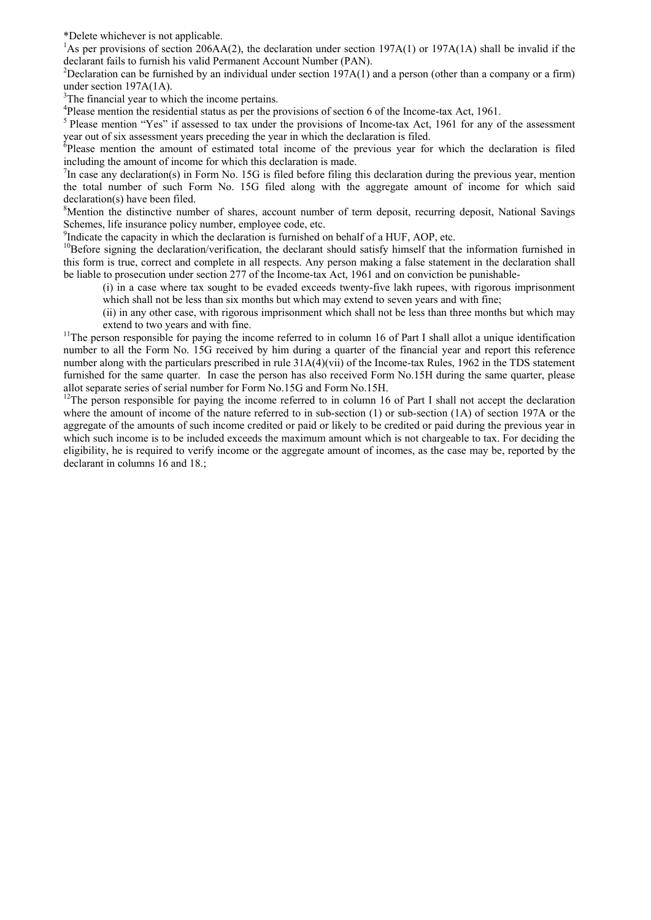*Delete whichever is not applicable.

[1]As per provisions of section 206AA(2), the declaration under section 197A(1) or 197A(1A) shall be invalid if the declarant fails to furnish his valid Permanent Account Number (PAN).

[2]Declaration can be furnished by an individual under section 197A(1) and a person (other than a company or a firm) under section 197A(1A).

[3]The financial year to which the income pertains.

[4]Please mention the residential status as per the provisions of section 6 of the Income-tax Act, 1961.

[5] Please mention "Yes" if assessed to tax under the provisions of Income-tax Act, 1961 for any of the assessment year out of six assessment years preceding the year in which the declaration is filed.

[6]Please mention the amount of estimated total income of the previous year for which the declaration is filed including the amount of income for which this declaration is made.

[7]In case any declaration(s) in Form No. 15G is filed before filing this declaration during the previous year, mention the total number of such Form No. 15G filed along with the aggregate amount of income for which said declaration(s) have been filed.

[8]Mention the distinctive number of shares, account number of term deposit, recurring deposit, National Savings Schemes, life insurance policy number, employee code, etc.

[9]Indicate the capacity in which the declaration is furnished on behalf of a HUF, AOP, etc.

[10]Before signing the declaration/verification, the declarant should satisfy himself that the information furnished in this form is true, correct and complete in all respects. Any person making a false statement in the declaration shall be liable to prosecution under section 277 of the Income-tax Act, 1961 and on conviction be punishable-

(i) in a case where tax sought to be evaded exceeds twenty-five lakh rupees, with rigorous imprisonment which shall not be less than six months but which may extend to seven years and with fine;

(ii) in any other case, with rigorous imprisonment which shall not be less than three months but which may extend to two years and with fine.

[11]The person responsible for paying the income referred to in column 16 of Part I shall allot a unique identification number to all the Form No. 15G received by him during a quarter of the financial year and report this reference number along with the particulars prescribed in rule 31A(4)(vii) of the Income-tax Rules, 1962 in the TDS statement furnished for the same quarter. In case the person has also received Form No.15H during the same quarter, please allot separate series of serial number for Form No.15G and Form No.15H.

[12]The person responsible for paying the income referred to in column 16 of Part I shall not accept the declaration where the amount of income of the nature referred to in sub-section (1) or sub-section (1A) of section 197A or the aggregate of the amounts of such income credited or paid or likely to be credited or paid during the previous year in which such income is to be included exceeds the maximum amount which is not chargeable to tax. For deciding the eligibility, he is required to verify income or the aggregate amount of incomes, as the case may be, reported by the declarant in columns 16 and 18.;